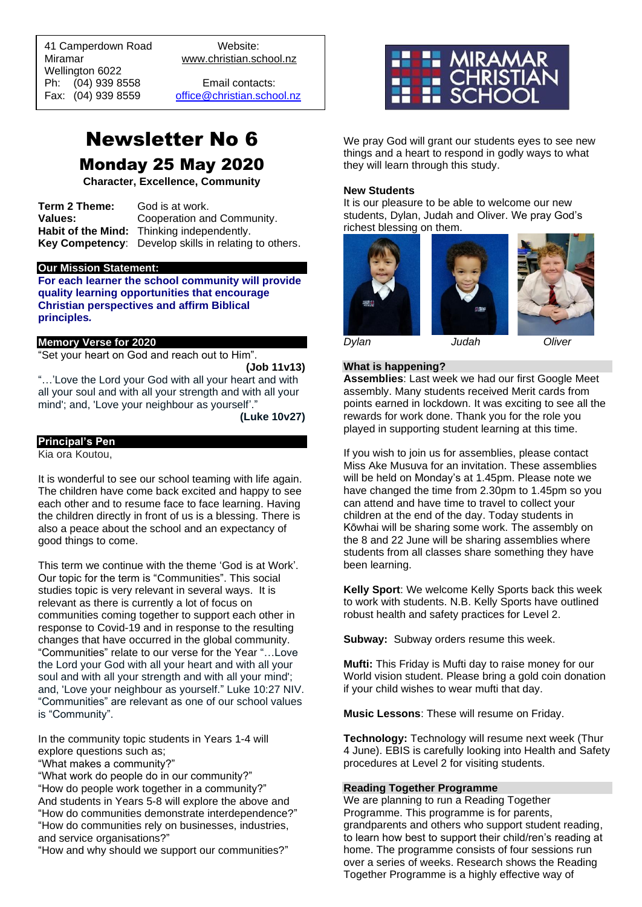41 Camperdown Road
Miramar
Wellington 6022
Ph: (04) 939 8558
Fax: (04) 939 8559

Website:
www.christian.school.nz

Email contacts:
office@christian.school.nz

MIRAMAR CHRISTIAN SCHOOL

# Newsletter No 6

## Monday 25 May 2020

**Character, Excellence, Community**

**Term 2 Theme:** God is at work.
**Values:** Cooperation and Community.
**Habit of the Mind:** Thinking independently.
**Key Competency**: Develop skills in relating to others.

### Our Mission Statement:

**For each learner the school community will provide quality learning opportunities that encourage Christian perspectives and affirm Biblical principles.**

### Memory Verse for 2020

"Set your heart on God and reach out to Him".
**(Job 11v13)**

"…'Love the Lord your God with all your heart and with all your soul and with all your strength and with all your mind'; and, 'Love your neighbour as yourself'."
**(Luke 10v27)**

### Principal's Pen

Kia ora Koutou,

It is wonderful to see our school teaming with life again. The children have come back excited and happy to see each other and to resume face to face learning. Having the children directly in front of us is a blessing. There is also a peace about the school and an expectancy of good things to come.

This term we continue with the theme 'God is at Work'. Our topic for the term is "Communities". This social studies topic is very relevant in several ways. It is relevant as there is currently a lot of focus on communities coming together to support each other in response to Covid-19 and in response to the resulting changes that have occurred in the global community. "Communities" relate to our verse for the Year "…Love the Lord your God with all your heart and with all your soul and with all your strength and with all your mind'; and, 'Love your neighbour as yourself." Luke 10:27 NIV. "Communities" are relevant as one of our school values is "Community".

In the community topic students in Years 1-4 will explore questions such as;
"What makes a community?"
"What work do people do in our community?"
"How do people work together in a community?"
And students in Years 5-8 will explore the above and
"How do communities demonstrate interdependence?"
"How do communities rely on businesses, industries, and service organisations?"
"How and why should we support our communities?"

We pray God will grant our students eyes to see new things and a heart to respond in godly ways to what they will learn through this study.

**New Students**

It is our pleasure to be able to welcome our new students, Dylan, Judah and Oliver. We pray God's richest blessing on them.

*Dylan* *Judah* *Oliver*

### What is happening?

**Assemblies**: Last week we had our first Google Meet assembly. Many students received Merit cards from points earned in lockdown. It was exciting to see all the rewards for work done. Thank you for the role you played in supporting student learning at this time.

If you wish to join us for assemblies, please contact Miss Ake Musuva for an invitation. These assemblies will be held on Monday's at 1.45pm. Please note we have changed the time from 2.30pm to 1.45pm so you can attend and have time to travel to collect your children at the end of the day. Today students in Kōwhai will be sharing some work. The assembly on the 8 and 22 June will be sharing assemblies where students from all classes share something they have been learning.

**Kelly Sport**: We welcome Kelly Sports back this week to work with students. N.B. Kelly Sports have outlined robust health and safety practices for Level 2.

**Subway:** Subway orders resume this week.

**Mufti:** This Friday is Mufti day to raise money for our World vision student. Please bring a gold coin donation if your child wishes to wear mufti that day.

**Music Lessons**: These will resume on Friday.

**Technology:** Technology will resume next week (Thur 4 June). EBIS is carefully looking into Health and Safety procedures at Level 2 for visiting students.

### Reading Together Programme

We are planning to run a Reading Together Programme. This programme is for parents, grandparents and others who support student reading, to learn how best to support their child/ren's reading at home. The programme consists of four sessions run over a series of weeks. Research shows the Reading Together Programme is a highly effective way of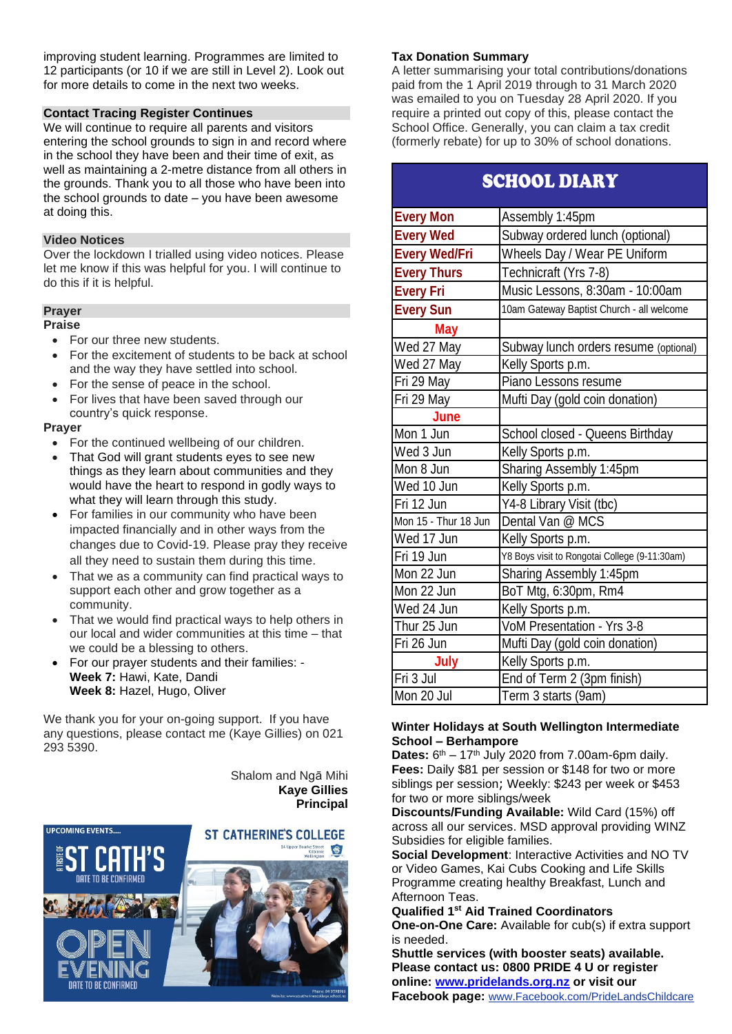improving student learning. Programmes are limited to 12 participants (or 10 if we are still in Level 2). Look out for more details to come in the next two weeks.

### Contact Tracing Register Continues

We will continue to require all parents and visitors entering the school grounds to sign in and record where in the school they have been and their time of exit, as well as maintaining a 2-metre distance from all others in the grounds. Thank you to all those who have been into the school grounds to date – you have been awesome at doing this.

### Video Notices

Over the lockdown I trialled using video notices. Please let me know if this was helpful for you. I will continue to do this if it is helpful.

### Prayer

**Praise**

- For our three new students.
- For the excitement of students to be back at school and the way they have settled into school.
- For the sense of peace in the school.
- For lives that have been saved through our country's quick response.

**Prayer**

- For the continued wellbeing of our children.
- That God will grant students eyes to see new things as they learn about communities and they would have the heart to respond in godly ways to what they will learn through this study.
- For families in our community who have been impacted financially and in other ways from the changes due to Covid-19. Please pray they receive all they need to sustain them during this time.
- That we as a community can find practical ways to support each other and grow together as a community.
- That we would find practical ways to help others in our local and wider communities at this time – that we could be a blessing to others.
- For our prayer students and their families: -
  **Week 7:** Hawi, Kate, Dandi
  **Week 8:** Hazel, Hugo, Oliver

We thank you for your on-going support. If you have any questions, please contact me (Kaye Gillies) on 021 293 5390.

Shalom and Ngā Mihi
**Kaye Gillies**
**Principal**

UPCOMING EVENTS....
A TASTE OF ST CATH'S
DATE TO BE CONFIRMED
OPEN EVENING
DATE TO BE CONFIRMED
ST CATHERINE'S COLLEGE

### Tax Donation Summary

A letter summarising your total contributions/donations paid from the 1 April 2019 through to 31 March 2020 was emailed to you on Tuesday 28 April 2020. If you require a printed out copy of this, please contact the School Office. Generally, you can claim a tax credit (formerly rebate) for up to 30% of school donations.

## SCHOOL DIARY

| | |
|---|---|
| **Every Mon** | Assembly 1:45pm |
| **Every Wed** | Subway ordered lunch (optional) |
| **Every Wed/Fri** | Wheels Day / Wear PE Uniform |
| **Every Thurs** | Technicraft (Yrs 7-8) |
| **Every Fri** | Music Lessons, 8:30am - 10:00am |
| **Every Sun** | 10am Gateway Baptist Church - all welcome |
| **May** | |
| Wed 27 May | Subway lunch orders resume (optional) |
| Wed 27 May | Kelly Sports p.m. |
| Fri 29 May | Piano Lessons resume |
| Fri 29 May | Mufti Day (gold coin donation) |
| **June** | |
| Mon 1 Jun | School closed - Queens Birthday |
| Wed 3 Jun | Kelly Sports p.m. |
| Mon 8 Jun | Sharing Assembly 1:45pm |
| Wed 10 Jun | Kelly Sports p.m. |
| Fri 12 Jun | Y4-8 Library Visit (tbc) |
| Mon 15 - Thur 18 Jun | Dental Van @ MCS |
| Wed 17 Jun | Kelly Sports p.m. |
| Fri 19 Jun | Y8 Boys visit to Rongotai College (9-11:30am) |
| Mon 22 Jun | Sharing Assembly 1:45pm |
| Mon 22 Jun | BoT Mtg, 6:30pm, Rm4 |
| Wed 24 Jun | Kelly Sports p.m. |
| Thur 25 Jun | VoM Presentation - Yrs 3-8 |
| Fri 26 Jun | Mufti Day (gold coin donation) |
| **July** | Kelly Sports p.m. |
| Fri 3 Jul | End of Term 2 (3pm finish) |
| Mon 20 Jul | Term 3 starts (9am) |

**Winter Holidays at South Wellington Intermediate School – Berhampore**
**Dates:** 6th – 17th July 2020 from 7.00am-6pm daily.
**Fees:** Daily $81 per session or $148 for two or more siblings per session; Weekly: $243 per week or $453 for two or more siblings/week
**Discounts/Funding Available:** Wild Card (15%) off across all our services. MSD approval providing WINZ Subsidies for eligible families.
**Social Development:** Interactive Activities and NO TV or Video Games, Kai Cubs Cooking and Life Skills Programme creating healthy Breakfast, Lunch and Afternoon Teas.
**Qualified 1st Aid Trained Coordinators**
**One-on-One Care:** Available for cub(s) if extra support is needed.
**Shuttle services (with booster seats) available. Please contact us: 0800 PRIDE 4 U or register online: www.pridelands.org.nz or visit our Facebook page:** www.Facebook.com/PrideLandsChildcare